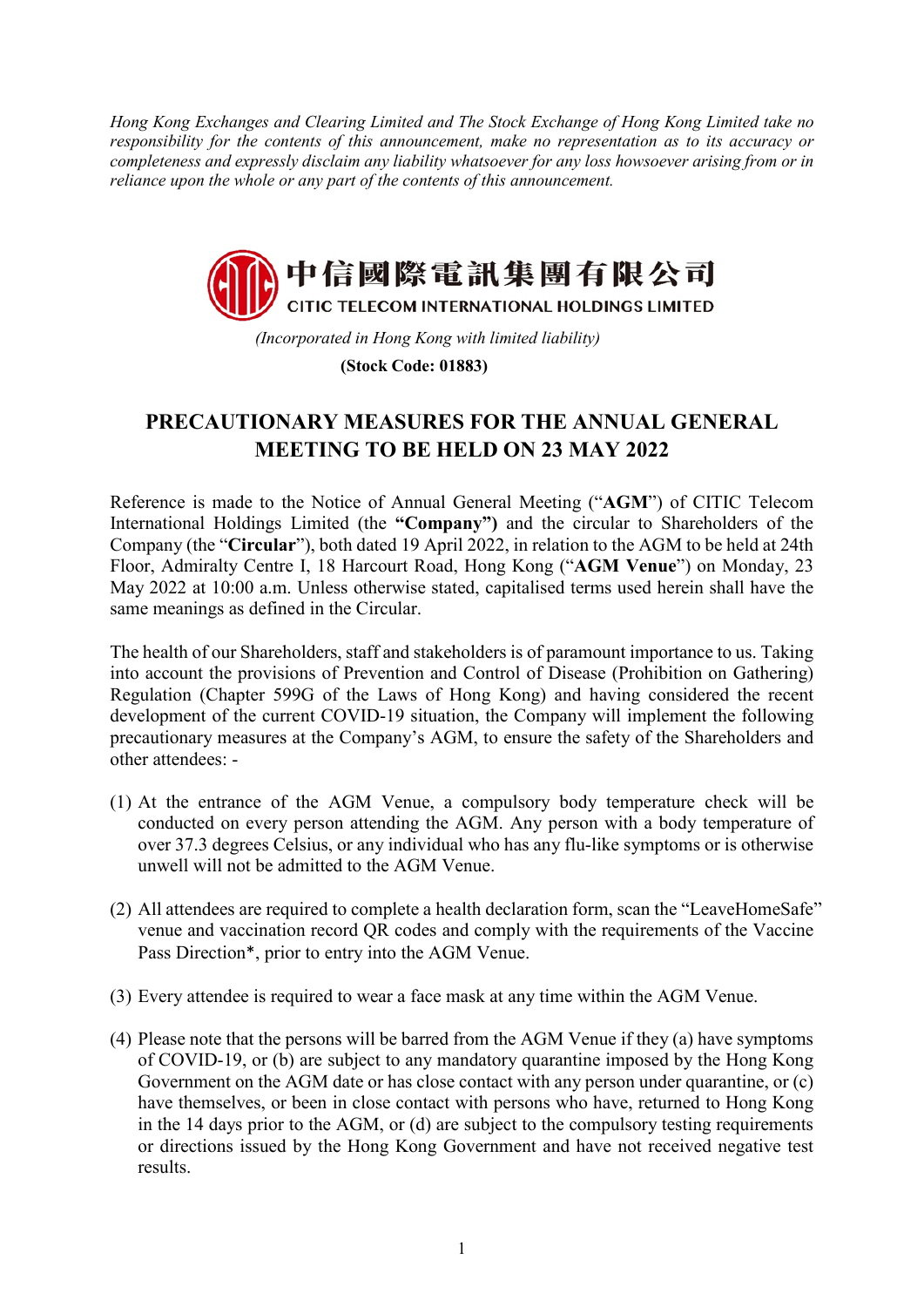*Hong Kong Exchanges and Clearing Limited and The Stock Exchange of Hong Kong Limited take no responsibility for the contents of this announcement, make no representation as to its accuracy or completeness and expressly disclaim any liability whatsoever for any loss howsoever arising from or in reliance upon the whole or any part of the contents of this announcement.*

**中信國際電訊集團有限公司**

**CITIC TELECOM INTERNATIONAL HOLDINGS LIMITED**

*(Incorporated in Hong Kong with limited liability)*

**(Stock Code: 01883)**

# PRECAUTIONARY MEASURES FOR THE ANNUAL GENERAL MEETING TO BE HELD ON 23 MAY 2022

Reference is made to the Notice of Annual General Meeting ("**AGM**") of CITIC Telecom International Holdings Limited (the **"Company")** and the circular to Shareholders of the Company (the "**Circular**"), both dated 19 April 2022, in relation to the AGM to be held at 24th Floor, Admiralty Centre I, 18 Harcourt Road, Hong Kong ("**AGM Venue**") on Monday, 23 May 2022 at 10:00 a.m. Unless otherwise stated, capitalised terms used herein shall have the same meanings as defined in the Circular.

The health of our Shareholders, staff and stakeholders is of paramount importance to us. Taking into account the provisions of Prevention and Control of Disease (Prohibition on Gathering) Regulation (Chapter 599G of the Laws of Hong Kong) and having considered the recent development of the current COVID-19 situation, the Company will implement the following precautionary measures at the Company's AGM, to ensure the safety of the Shareholders and other attendees: -

(1) At the entrance of the AGM Venue, a compulsory body temperature check will be conducted on every person attending the AGM. Any person with a body temperature of over 37.3 degrees Celsius, or any individual who has any flu-like symptoms or is otherwise unwell will not be admitted to the AGM Venue.

(2) All attendees are required to complete a health declaration form, scan the "LeaveHomeSafe" venue and vaccination record QR codes and comply with the requirements of the Vaccine Pass Direction*, prior to entry into the AGM Venue.

(3) Every attendee is required to wear a face mask at any time within the AGM Venue.

(4) Please note that the persons will be barred from the AGM Venue if they (a) have symptoms of COVID-19, or (b) are subject to any mandatory quarantine imposed by the Hong Kong Government on the AGM date or has close contact with any person under quarantine, or (c) have themselves, or been in close contact with persons who have, returned to Hong Kong in the 14 days prior to the AGM, or (d) are subject to the compulsory testing requirements or directions issued by the Hong Kong Government and have not received negative test results.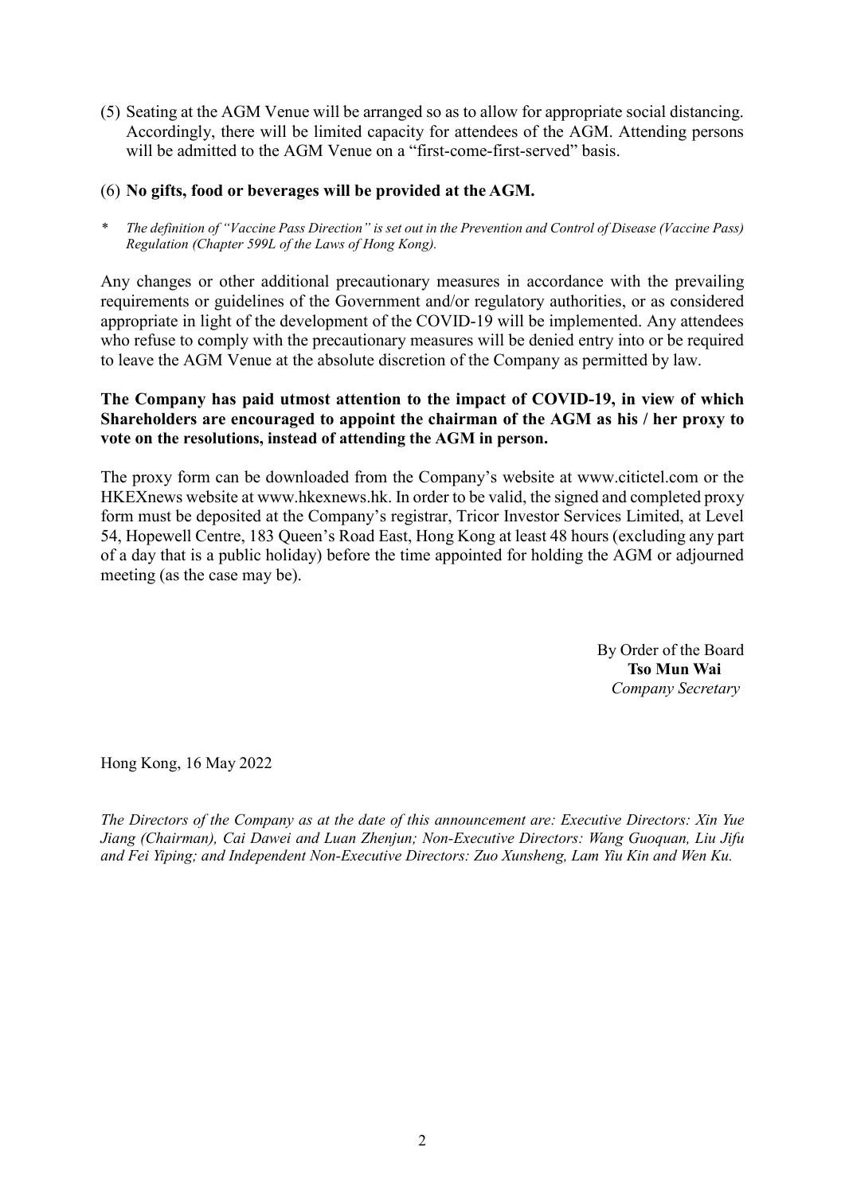(5) Seating at the AGM Venue will be arranged so as to allow for appropriate social distancing. Accordingly, there will be limited capacity for attendees of the AGM. Attending persons will be admitted to the AGM Venue on a "first-come-first-served" basis.

(6) **No gifts, food or beverages will be provided at the AGM.**

\* *The definition of "Vaccine Pass Direction" is set out in the Prevention and Control of Disease (Vaccine Pass) Regulation (Chapter 599L of the Laws of Hong Kong).*

Any changes or other additional precautionary measures in accordance with the prevailing requirements or guidelines of the Government and/or regulatory authorities, or as considered appropriate in light of the development of the COVID-19 will be implemented. Any attendees who refuse to comply with the precautionary measures will be denied entry into or be required to leave the AGM Venue at the absolute discretion of the Company as permitted by law.

**The Company has paid utmost attention to the impact of COVID-19, in view of which Shareholders are encouraged to appoint the chairman of the AGM as his / her proxy to vote on the resolutions, instead of attending the AGM in person.**

The proxy form can be downloaded from the Company's website at www.citictel.com or the HKEXnews website at www.hkexnews.hk. In order to be valid, the signed and completed proxy form must be deposited at the Company's registrar, Tricor Investor Services Limited, at Level 54, Hopewell Centre, 183 Queen's Road East, Hong Kong at least 48 hours (excluding any part of a day that is a public holiday) before the time appointed for holding the AGM or adjourned meeting (as the case may be).

By Order of the Board
**Tso Mun Wai**
*Company Secretary*

Hong Kong, 16 May 2022

*The Directors of the Company as at the date of this announcement are: Executive Directors: Xin Yue Jiang (Chairman), Cai Dawei and Luan Zhenjun; Non-Executive Directors: Wang Guoquan, Liu Jifu and Fei Yiping; and Independent Non-Executive Directors: Zuo Xunsheng, Lam Yiu Kin and Wen Ku.*